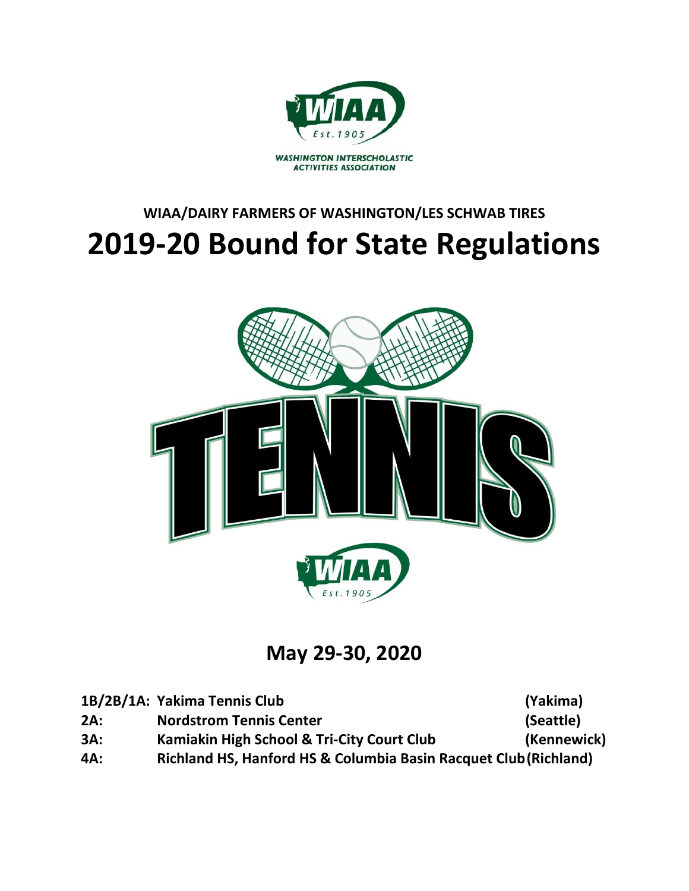WASHINGTON INTERSCHOLASTIC ACTIVITIES ASSOCIATION

## WIAA/DAIRY FARMERS OF WASHINGTON/LES SCHWAB TIRES

# 2019-20 Bound for State Regulations

## May 29-30, 2020

| | | |
|---|---|---|
| **1B/2B/1A:** | **Yakima Tennis Club** | **(Yakima)** |
| **2A:** | **Nordstrom Tennis Center** | **(Seattle)** |
| **3A:** | **Kamiakin High School & Tri-City Court Club** | **(Kennewick)** |
| **4A:** | **Richland HS, Hanford HS & Columbia Basin Racquet Club** | **(Richland)** |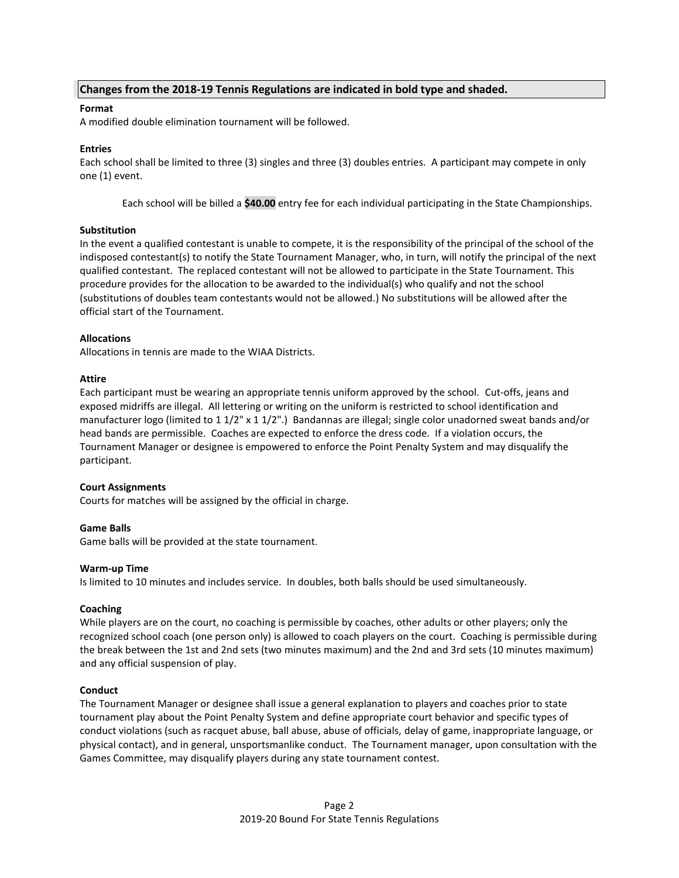**Changes from the 2018-19 Tennis Regulations are indicated in bold type and shaded.**

**Format**

A modified double elimination tournament will be followed.

**Entries**

Each school shall be limited to three (3) singles and three (3) doubles entries. A participant may compete in only one (1) event.

Each school will be billed a **$40.00** entry fee for each individual participating in the State Championships.

**Substitution**

In the event a qualified contestant is unable to compete, it is the responsibility of the principal of the school of the indisposed contestant(s) to notify the State Tournament Manager, who, in turn, will notify the principal of the next qualified contestant. The replaced contestant will not be allowed to participate in the State Tournament. This procedure provides for the allocation to be awarded to the individual(s) who qualify and not the school (substitutions of doubles team contestants would not be allowed.) No substitutions will be allowed after the official start of the Tournament.

**Allocations**

Allocations in tennis are made to the WIAA Districts.

**Attire**

Each participant must be wearing an appropriate tennis uniform approved by the school. Cut-offs, jeans and exposed midriffs are illegal. All lettering or writing on the uniform is restricted to school identification and manufacturer logo (limited to 1 1/2" x 1 1/2".) Bandannas are illegal; single color unadorned sweat bands and/or head bands are permissible. Coaches are expected to enforce the dress code. If a violation occurs, the Tournament Manager or designee is empowered to enforce the Point Penalty System and may disqualify the participant.

**Court Assignments**

Courts for matches will be assigned by the official in charge.

**Game Balls**

Game balls will be provided at the state tournament.

**Warm-up Time**

Is limited to 10 minutes and includes service. In doubles, both balls should be used simultaneously.

**Coaching**

While players are on the court, no coaching is permissible by coaches, other adults or other players; only the recognized school coach (one person only) is allowed to coach players on the court. Coaching is permissible during the break between the 1st and 2nd sets (two minutes maximum) and the 2nd and 3rd sets (10 minutes maximum) and any official suspension of play.

**Conduct**

The Tournament Manager or designee shall issue a general explanation to players and coaches prior to state tournament play about the Point Penalty System and define appropriate court behavior and specific types of conduct violations (such as racquet abuse, ball abuse, abuse of officials, delay of game, inappropriate language, or physical contact), and in general, unsportsmanlike conduct. The Tournament manager, upon consultation with the Games Committee, may disqualify players during any state tournament contest.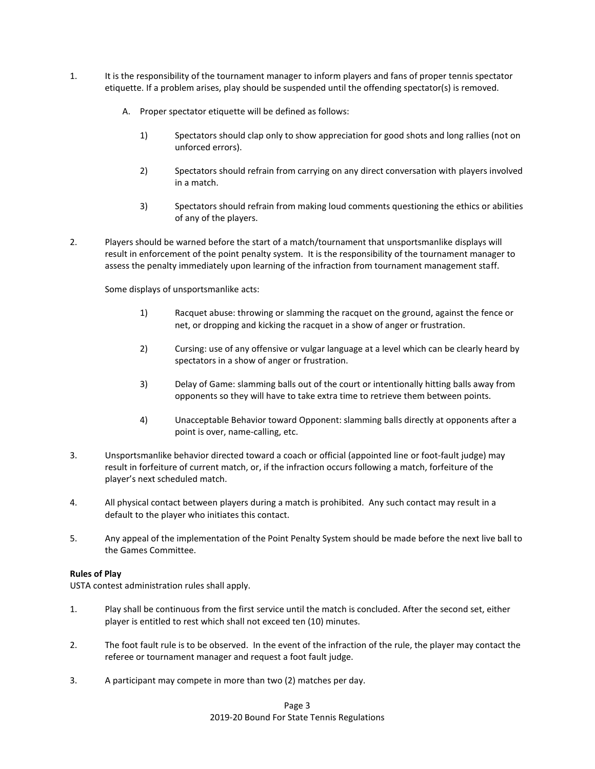1. It is the responsibility of the tournament manager to inform players and fans of proper tennis spectator etiquette. If a problem arises, play should be suspended until the offending spectator(s) is removed.

   A. Proper spectator etiquette will be defined as follows:

      1) Spectators should clap only to show appreciation for good shots and long rallies (not on unforced errors).

      2) Spectators should refrain from carrying on any direct conversation with players involved in a match.

      3) Spectators should refrain from making loud comments questioning the ethics or abilities of any of the players.

2. Players should be warned before the start of a match/tournament that unsportsmanlike displays will result in enforcement of the point penalty system. It is the responsibility of the tournament manager to assess the penalty immediately upon learning of the infraction from tournament management staff.

   Some displays of unsportsmanlike acts:

      1) Racquet abuse: throwing or slamming the racquet on the ground, against the fence or net, or dropping and kicking the racquet in a show of anger or frustration.

      2) Cursing: use of any offensive or vulgar language at a level which can be clearly heard by spectators in a show of anger or frustration.

      3) Delay of Game: slamming balls out of the court or intentionally hitting balls away from opponents so they will have to take extra time to retrieve them between points.

      4) Unacceptable Behavior toward Opponent: slamming balls directly at opponents after a point is over, name-calling, etc.

3. Unsportsmanlike behavior directed toward a coach or official (appointed line or foot-fault judge) may result in forfeiture of current match, or, if the infraction occurs following a match, forfeiture of the player's next scheduled match.

4. All physical contact between players during a match is prohibited. Any such contact may result in a default to the player who initiates this contact.

5. Any appeal of the implementation of the Point Penalty System should be made before the next live ball to the Games Committee.

**Rules of Play**

USTA contest administration rules shall apply.

1. Play shall be continuous from the first service until the match is concluded. After the second set, either player is entitled to rest which shall not exceed ten (10) minutes.

2. The foot fault rule is to be observed. In the event of the infraction of the rule, the player may contact the referee or tournament manager and request a foot fault judge.

3. A participant may compete in more than two (2) matches per day.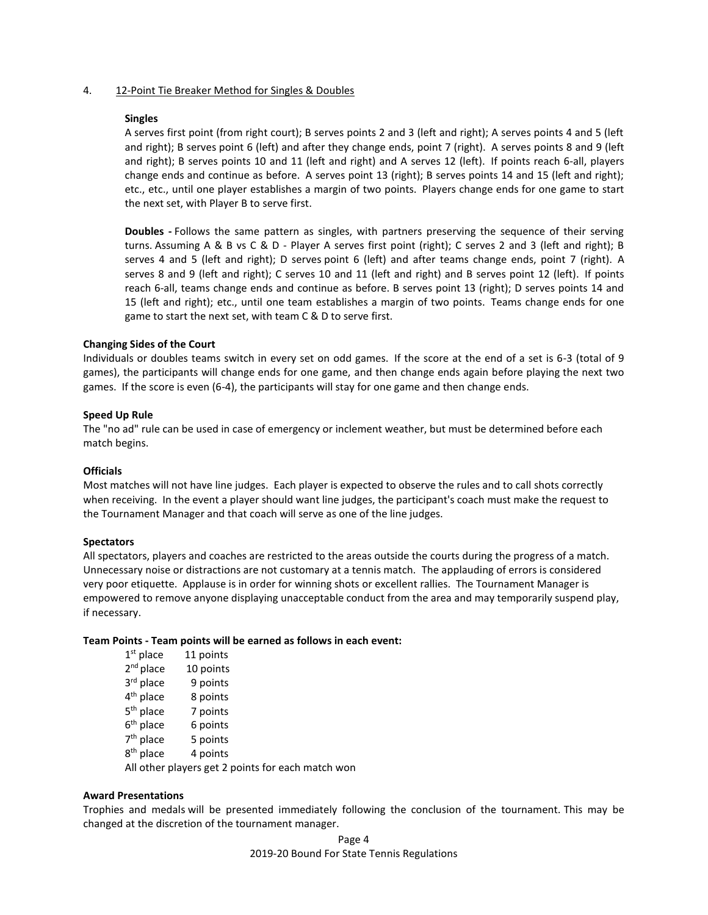4. <u>12-Point Tie Breaker Method for Singles & Doubles</u>

**Singles**

A serves first point (from right court); B serves points 2 and 3 (left and right); A serves points 4 and 5 (left and right); B serves point 6 (left) and after they change ends, point 7 (right). A serves points 8 and 9 (left and right); B serves points 10 and 11 (left and right) and A serves 12 (left). If points reach 6-all, players change ends and continue as before. A serves point 13 (right); B serves points 14 and 15 (left and right); etc., etc., until one player establishes a margin of two points. Players change ends for one game to start the next set, with Player B to serve first.

**Doubles -** Follows the same pattern as singles, with partners preserving the sequence of their serving turns. Assuming A & B vs C & D - Player A serves first point (right); C serves 2 and 3 (left and right); B serves 4 and 5 (left and right); D serves point 6 (left) and after teams change ends, point 7 (right). A serves 8 and 9 (left and right); C serves 10 and 11 (left and right) and B serves point 12 (left). If points reach 6-all, teams change ends and continue as before. B serves point 13 (right); D serves points 14 and 15 (left and right); etc., until one team establishes a margin of two points. Teams change ends for one game to start the next set, with team C & D to serve first.

**Changing Sides of the Court**

Individuals or doubles teams switch in every set on odd games. If the score at the end of a set is 6-3 (total of 9 games), the participants will change ends for one game, and then change ends again before playing the next two games. If the score is even (6-4), the participants will stay for one game and then change ends.

**Speed Up Rule**

The "no ad" rule can be used in case of emergency or inclement weather, but must be determined before each match begins.

**Officials**

Most matches will not have line judges. Each player is expected to observe the rules and to call shots correctly when receiving. In the event a player should want line judges, the participant's coach must make the request to the Tournament Manager and that coach will serve as one of the line judges.

**Spectators**

All spectators, players and coaches are restricted to the areas outside the courts during the progress of a match. Unnecessary noise or distractions are not customary at a tennis match. The applauding of errors is considered very poor etiquette. Applause is in order for winning shots or excellent rallies. The Tournament Manager is empowered to remove anyone displaying unacceptable conduct from the area and may temporarily suspend play, if necessary.

**Team Points - Team points will be earned as follows in each event:**

| | |
|---|---|
| 1st place | 11 points |
| 2nd place | 10 points |
| 3rd place | 9 points |
| 4th place | 8 points |
| 5th place | 7 points |
| 6th place | 6 points |
| 7th place | 5 points |
| 8th place | 4 points |

All other players get 2 points for each match won

**Award Presentations**

Trophies and medals will be presented immediately following the conclusion of the tournament. This may be changed at the discretion of the tournament manager.